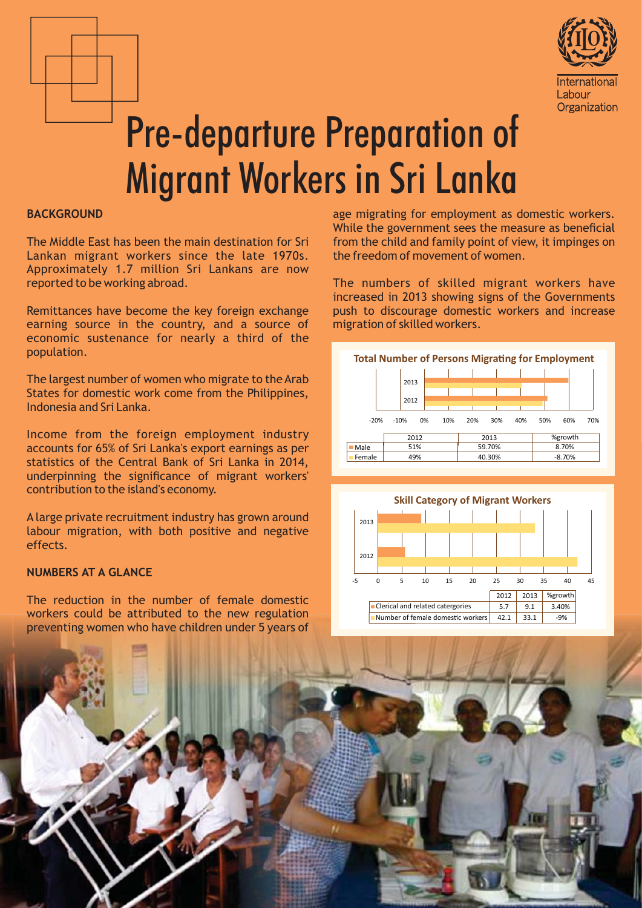# Pre-departure Preparation of Migrant Workers in Sri Lanka

## BACKGROUND

The Middle East has been the main destination for Sri Lankan migrant workers since the late 1970s. Approximately 1.7 million Sri Lankans are now reported to be working abroad.

Remittances have become the key foreign exchange earning source in the country, and a source of economic sustenance for nearly a third of the population.

The largest number of women who migrate to the Arab States for domestic work come from the Philippines, Indonesia and Sri Lanka.

Income from the foreign employment industry accounts for 65% of Sri Lanka's export earnings as per statistics of the Central Bank of Sri Lanka in 2014, underpinning the significance of migrant workers' contribution to the island's economy.

A large private recruitment industry has grown around labour migration, with both positive and negative effects.

## NUMBERS AT A GLANCE

The reduction in the number of female domestic workers could be attributed to the new regulation preventing women who have children under 5 years of age migrating for employment as domestic workers. While the government sees the measure as beneficial from the child and family point of view, it impinges on the freedom of movement of women.

The numbers of skilled migrant workers have increased in 2013 showing signs of the Governments push to discourage domestic workers and increase migration of skilled workers.

**Total Number of Persons Migrating for Employment**

| | 2012 | 2013 | %growth |
|---|---|---|---|
| Male | 51% | 59.70% | 8.70% |
| Female | 49% | 40.30% | -8.70% |

**Skill Category of Migrant Workers**

| | 2012 | 2013 | %growth |
|---|---|---|---|
| Clerical and related catergories | 5.7 | 9.1 | 3.40% |
| Number of female domestic workers | 42.1 | 33.1 | -9% |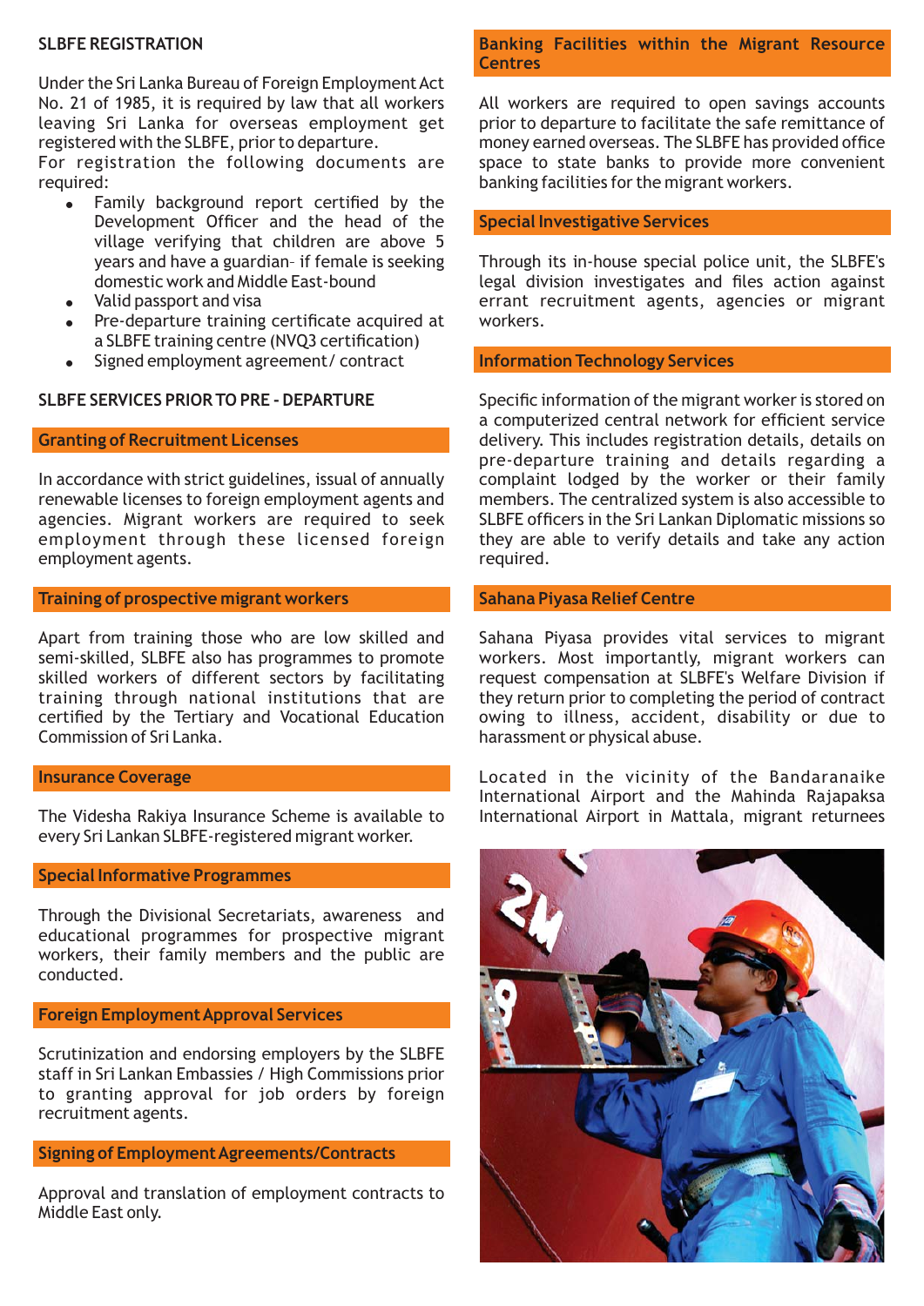## SLBFE REGISTRATION

Under the Sri Lanka Bureau of Foreign Employment Act No. 21 of 1985, it is required by law that all workers leaving Sri Lanka for overseas employment get registered with the SLBFE, prior to departure.

For registration the following documents are required:

- Family background report certified by the Development Officer and the head of the village verifying that children are above 5 years and have a guardian– if female is seeking domestic work and Middle East-bound
- Valid passport and visa
- Pre-departure training certificate acquired at a SLBFE training centre (NVQ3 certification)
- Signed employment agreement/ contract

## SLBFE SERVICES PRIOR TO PRE - DEPARTURE

### Granting of Recruitment Licenses

In accordance with strict guidelines, issual of annually renewable licenses to foreign employment agents and agencies. Migrant workers are required to seek employment through these licensed foreign employment agents.

### Training of prospective migrant workers

Apart from training those who are low skilled and semi-skilled, SLBFE also has programmes to promote skilled workers of different sectors by facilitating training through national institutions that are certified by the Tertiary and Vocational Education Commission of Sri Lanka.

### Insurance Coverage

The Videsha Rakiya Insurance Scheme is available to every Sri Lankan SLBFE-registered migrant worker.

### Special Informative Programmes

Through the Divisional Secretariats, awareness and educational programmes for prospective migrant workers, their family members and the public are conducted.

### Foreign Employment Approval Services

Scrutinization and endorsing employers by the SLBFE staff in Sri Lankan Embassies / High Commissions prior to granting approval for job orders by foreign recruitment agents.

### Signing of Employment Agreements/Contracts

Approval and translation of employment contracts to Middle East only.

### Banking Facilities within the Migrant Resource Centres

All workers are required to open savings accounts prior to departure to facilitate the safe remittance of money earned overseas. The SLBFE has provided office space to state banks to provide more convenient banking facilities for the migrant workers.

### Special Investigative Services

Through its in-house special police unit, the SLBFE's legal division investigates and files action against errant recruitment agents, agencies or migrant workers.

### Information Technology Services

Specific information of the migrant worker is stored on a computerized central network for efficient service delivery. This includes registration details, details on pre-departure training and details regarding a complaint lodged by the worker or their family members. The centralized system is also accessible to SLBFE officers in the Sri Lankan Diplomatic missions so they are able to verify details and take any action required.

### Sahana Piyasa Relief Centre

Sahana Piyasa provides vital services to migrant workers. Most importantly, migrant workers can request compensation at SLBFE's Welfare Division if they return prior to completing the period of contract owing to illness, accident, disability or due to harassment or physical abuse.

Located in the vicinity of the Bandaranaike International Airport and the Mahinda Rajapaksa International Airport in Mattala, migrant returnees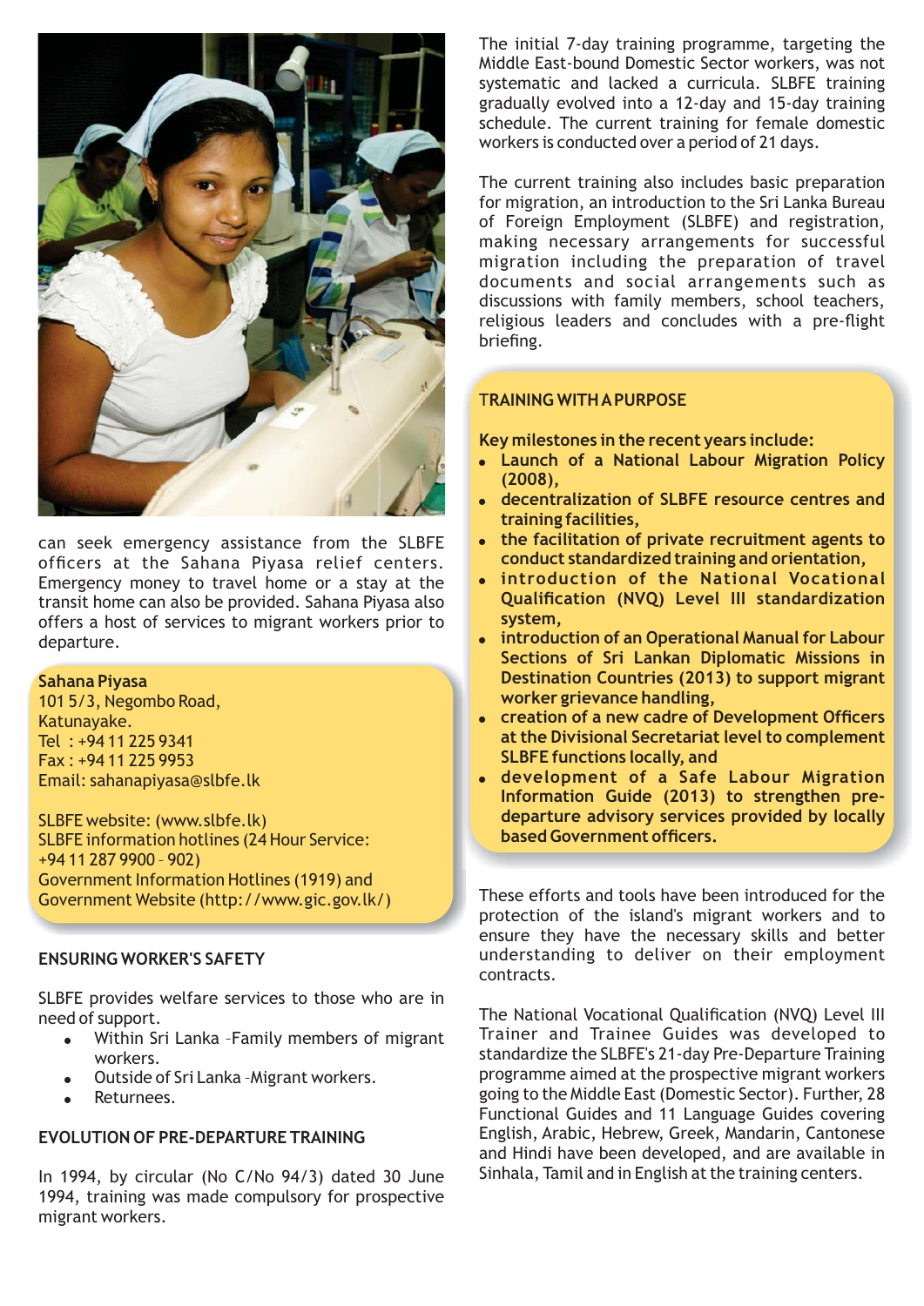can seek emergency assistance from the SLBFE officers at the Sahana Piyasa relief centers. Emergency money to travel home or a stay at the transit home can also be provided. Sahana Piyasa also offers a host of services to migrant workers prior to departure.

**Sahana Piyasa**
101 5/3, Negombo Road,
Katunayake.
Tel : +94 11 225 9341
Fax : +94 11 225 9953
Email: sahanapiyasa@slbfe.lk

SLBFE website: (www.slbfe.lk)
SLBFE information hotlines (24 Hour Service: +94 11 287 9900 - 902)
Government Information Hotlines (1919) and Government Website (http://www.gic.gov.lk/)

## ENSURING WORKER'S SAFETY

SLBFE provides welfare services to those who are in need of support.

- Within Sri Lanka –Family members of migrant workers.
- Outside of Sri Lanka –Migrant workers.
- Returnees.

## EVOLUTION OF PRE-DEPARTURE TRAINING

In 1994, by circular (No C/No 94/3) dated 30 June 1994, training was made compulsory for prospective migrant workers.

The initial 7-day training programme, targeting the Middle East-bound Domestic Sector workers, was not systematic and lacked a curricula. SLBFE training gradually evolved into a 12-day and 15-day training schedule. The current training for female domestic workers is conducted over a period of 21 days.

The current training also includes basic preparation for migration, an introduction to the Sri Lanka Bureau of Foreign Employment (SLBFE) and registration, making necessary arrangements for successful migration including the preparation of travel documents and social arrangements such as discussions with family members, school teachers, religious leaders and concludes with a pre-flight briefing.

## TRAINING WITH A PURPOSE

**Key milestones in the recent years include:**

- **Launch of a National Labour Migration Policy (2008),**
- **decentralization of SLBFE resource centres and training facilities,**
- **the facilitation of private recruitment agents to conduct standardized training and orientation,**
- **introduction of the National Vocational Qualification (NVQ) Level III standardization system,**
- **introduction of an Operational Manual for Labour Sections of Sri Lankan Diplomatic Missions in Destination Countries (2013) to support migrant worker grievance handling,**
- **creation of a new cadre of Development Officers at the Divisional Secretariat level to complement SLBFE functions locally, and**
- **development of a Safe Labour Migration Information Guide (2013) to strengthen pre-departure advisory services provided by locally based Government officers.**

These efforts and tools have been introduced for the protection of the island's migrant workers and to ensure they have the necessary skills and better understanding to deliver on their employment contracts.

The National Vocational Qualification (NVQ) Level III Trainer and Trainee Guides was developed to standardize the SLBFE's 21-day Pre-Departure Training programme aimed at the prospective migrant workers going to the Middle East (Domestic Sector). Further, 28 Functional Guides and 11 Language Guides covering English, Arabic, Hebrew, Greek, Mandarin, Cantonese and Hindi have been developed, and are available in Sinhala, Tamil and in English at the training centers.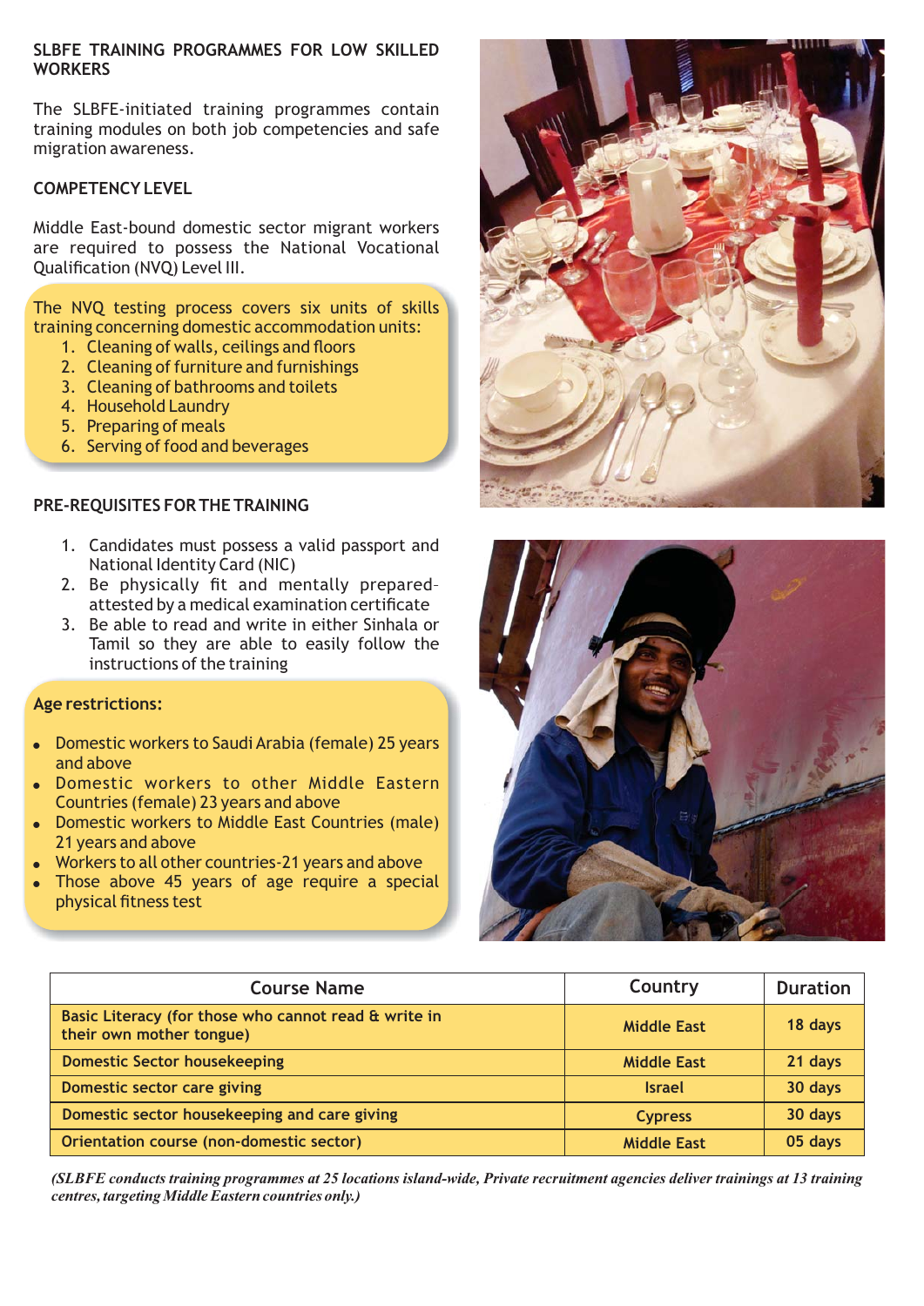## SLBFE TRAINING PROGRAMMES FOR LOW SKILLED WORKERS

The SLBFE-initiated training programmes contain training modules on both job competencies and safe migration awareness.

### COMPETENCY LEVEL

Middle East-bound domestic sector migrant workers are required to possess the National Vocational Qualification (NVQ) Level III.

The NVQ testing process covers six units of skills training concerning domestic accommodation units:

1. Cleaning of walls, ceilings and floors
2. Cleaning of furniture and furnishings
3. Cleaning of bathrooms and toilets
4. Household Laundry
5. Preparing of meals
6. Serving of food and beverages

### PRE-REQUISITES FOR THE TRAINING

1. Candidates must possess a valid passport and National Identity Card (NIC)
2. Be physically fit and mentally prepared-attested by a medical examination certificate
3. Be able to read and write in either Sinhala or Tamil so they are able to easily follow the instructions of the training

### Age restrictions:

- Domestic workers to Saudi Arabia (female) 25 years and above
- Domestic workers to other Middle Eastern Countries (female) 23 years and above
- Domestic workers to Middle East Countries (male) 21 years and above
- Workers to all other countries-21 years and above
- Those above 45 years of age require a special physical fitness test

| Course Name | Country | Duration |
|---|---|---|
| Basic Literacy (for those who cannot read & write in their own mother tongue) | Middle East | 18 days |
| Domestic Sector housekeeping | Middle East | 21 days |
| Domestic sector care giving | Israel | 30 days |
| Domestic sector housekeeping and care giving | Cypress | 30 days |
| Orientation course (non-domestic sector) | Middle East | 05 days |

*(SLBFE conducts training programmes at 25 locations island-wide, Private recruitment agencies deliver trainings at 13 training centres, targeting Middle Eastern countries only.)*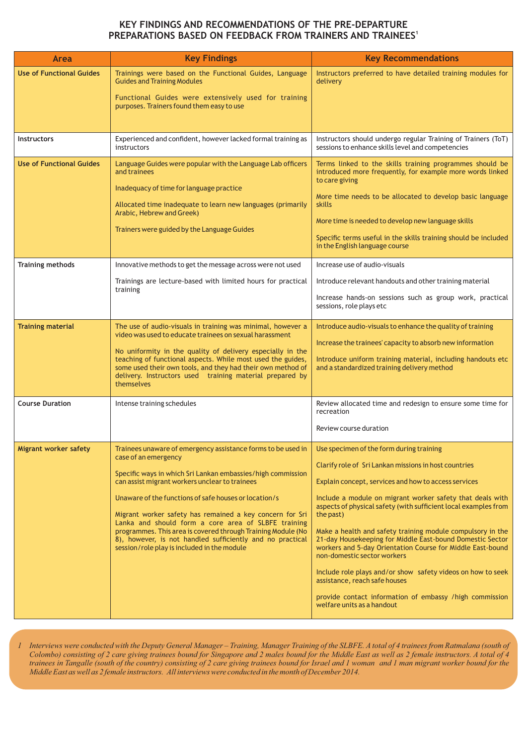# KEY FINDINGS AND RECOMMENDATIONS OF THE PRE-DEPARTURE PREPARATIONS BASED ON FEEDBACK FROM TRAINERS AND TRAINEES[1]

| Area | Key Findings | Key Recommendations |
|---|---|---|
| **Use of Functional Guides** | Trainings were based on the Functional Guides, Language Guides and Training Modules<br><br>Functional Guides were extensively used for training purposes. Trainers found them easy to use | Instructors preferred to have detailed training modules for delivery |
| **Instructors** | Experienced and confident, however lacked formal training as instructors | Instructors should undergo regular Training of Trainers (ToT) sessions to enhance skills level and competencies |
| **Use of Functional Guides** | Language Guides were popular with the Language Lab officers and trainees<br><br>Inadequacy of time for language practice<br><br>Allocated time inadequate to learn new languages (primarily Arabic, Hebrew and Greek)<br><br>Trainers were guided by the Language Guides | Terms linked to the skills training programmes should be introduced more frequently, for example more words linked to care giving<br><br>More time needs to be allocated to develop basic language skills<br><br>More time is needed to develop new language skills<br><br>Specific terms useful in the skills training should be included in the English language course |
| **Training methods** | Innovative methods to get the message across were not used<br><br>Trainings are lecture-based with limited hours for practical training | Increase use of audio-visuals<br><br>Introduce relevant handouts and other training material<br><br>Increase hands-on sessions such as group work, practical sessions, role plays etc |
| **Training material** | The use of audio-visuals in training was minimal, however a video was used to educate trainees on sexual harassment<br><br>No uniformity in the quality of delivery especially in the teaching of functional aspects. While most used the guides, some used their own tools, and they had their own method of delivery. Instructors used training material prepared by themselves | Introduce audio-visuals to enhance the quality of training<br><br>Increase the trainees' capacity to absorb new information<br><br>Introduce uniform training material, including handouts etc and a standardized training delivery method |
| **Course Duration** | Intense training schedules | Review allocated time and redesign to ensure some time for recreation<br><br>Review course duration |
| **Migrant worker safety** | Trainees unaware of emergency assistance forms to be used in case of an emergency<br><br>Specific ways in which Sri Lankan embassies/high commission can assist migrant workers unclear to trainees<br><br>Unaware of the functions of safe houses or location/s<br><br>Migrant worker safety has remained a key concern for Sri Lanka and should form a core area of SLBFE training programmes. This area is covered through Training Module (No 8), however, is not handled sufficiently and no practical session/role play is included in the module | Use specimen of the form during training<br><br>Clarify role of Sri Lankan missions in host countries<br><br>Explain concept, services and how to access services<br><br>Include a module on migrant worker safety that deals with aspects of physical safety (with sufficient local examples from the past)<br><br>Make a health and safety training module compulsory in the 21-day Housekeeping for Middle East-bound Domestic Sector workers and 5-day Orientation Course for Middle East-bound non-domestic sector workers<br><br>Include role plays and/or show safety videos on how to seek assistance, reach safe houses<br><br>provide contact information of embassy /high commission welfare units as a handout |

*1 Interviews were conducted with the Deputy General Manager – Training, Manager Training of the SLBFE. A total of 4 trainees from Ratmalana (south of Colombo) consisting of 2 care giving trainees bound for Singapore and 2 males bound for the Middle East as well as 2 female instructors. A total of 4 trainees in Tangalle (south of the country) consisting of 2 care giving trainees bound for Israel and 1 woman and 1 man migrant worker bound for the Middle East as well as 2 female instructors. All interviews were conducted in the month of December 2014.*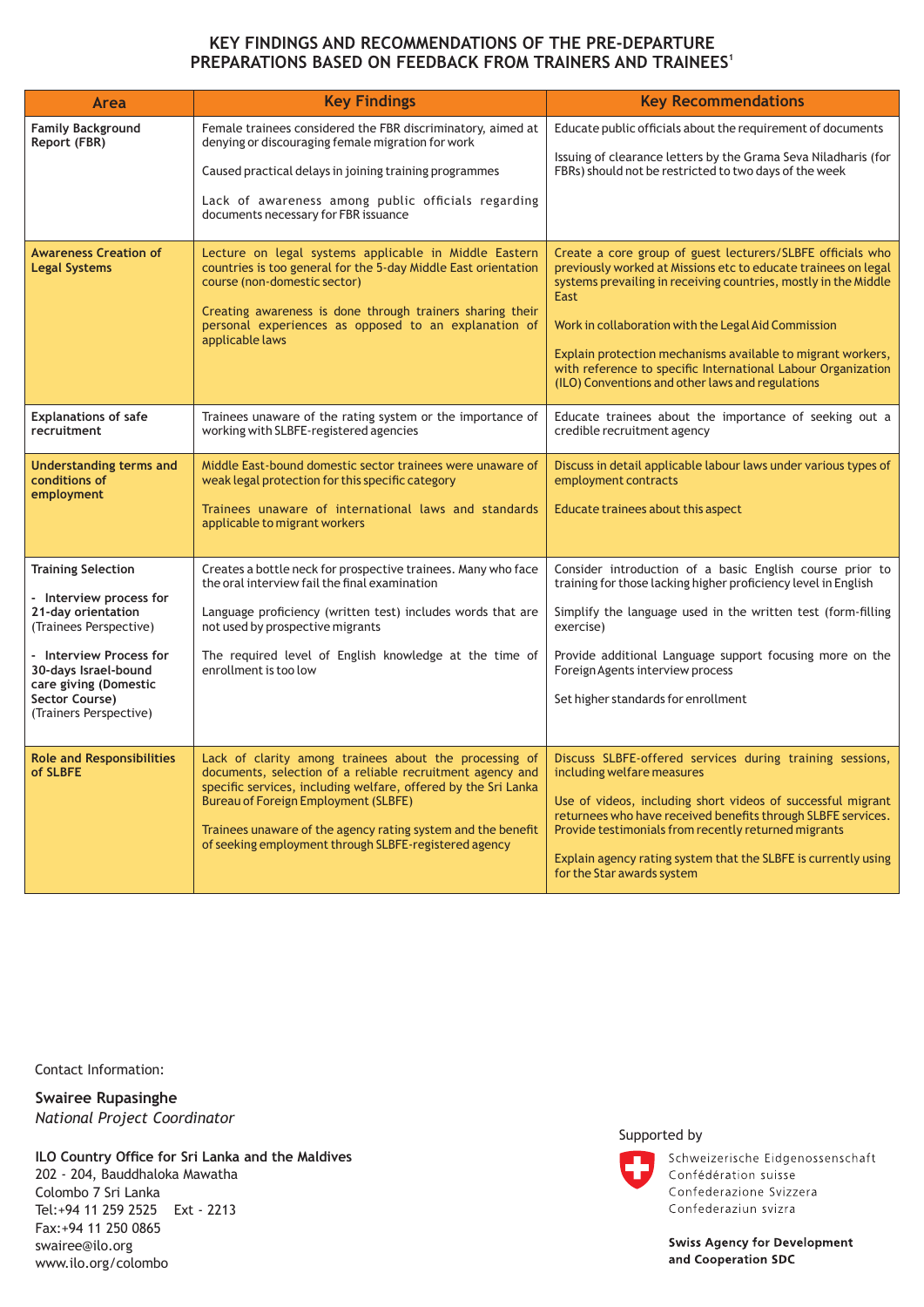## KEY FINDINGS AND RECOMMENDATIONS OF THE PRE-DEPARTURE PREPARATIONS BASED ON FEEDBACK FROM TRAINERS AND TRAINEES[1]

| Area | Key Findings | Key Recommendations |
|---|---|---|
| **Family Background Report (FBR)** | Female trainees considered the FBR discriminatory, aimed at denying or discouraging female migration for work<br><br>Caused practical delays in joining training programmes<br><br>Lack of awareness among public officials regarding documents necessary for FBR issuance | Educate public officials about the requirement of documents<br><br>Issuing of clearance letters by the Grama Seva Niladharis (for FBRs) should not be restricted to two days of the week |
| **Awareness Creation of Legal Systems** | Lecture on legal systems applicable in Middle Eastern countries is too general for the 5-day Middle East orientation course (non-domestic sector)<br><br>Creating awareness is done through trainers sharing their personal experiences as opposed to an explanation of applicable laws | Create a core group of guest lecturers/SLBFE officials who previously worked at Missions etc to educate trainees on legal systems prevailing in receiving countries, mostly in the Middle East<br><br>Work in collaboration with the Legal Aid Commission<br><br>Explain protection mechanisms available to migrant workers, with reference to specific International Labour Organization (ILO) Conventions and other laws and regulations |
| **Explanations of safe recruitment** | Trainees unaware of the rating system or the importance of working with SLBFE-registered agencies | Educate trainees about the importance of seeking out a credible recruitment agency |
| **Understanding terms and conditions of employment** | Middle East-bound domestic sector trainees were unaware of weak legal protection for this specific category<br><br>Trainees unaware of international laws and standards applicable to migrant workers | Discuss in detail applicable labour laws under various types of employment contracts<br><br>Educate trainees about this aspect |
| **Training Selection**<br><br>**- Interview process for 21-day orientation** (Trainees Perspective)<br><br>**- Interview Process for 30-days Israel-bound care giving (Domestic Sector Course)** (Trainers Perspective) | Creates a bottle neck for prospective trainees. Many who face the oral interview fail the final examination<br><br>Language proficiency (written test) includes words that are not used by prospective migrants<br><br>The required level of English knowledge at the time of enrollment is too low | Consider introduction of a basic English course prior to training for those lacking higher proficiency level in English<br><br>Simplify the language used in the written test (form-filling exercise)<br><br>Provide additional Language support focusing more on the Foreign Agents interview process<br><br>Set higher standards for enrollment |
| **Role and Responsibilities of SLBFE** | Lack of clarity among trainees about the processing of documents, selection of a reliable recruitment agency and specific services, including welfare, offered by the Sri Lanka Bureau of Foreign Employment (SLBFE)<br><br>Trainees unaware of the agency rating system and the benefit of seeking employment through SLBFE-registered agency | Discuss SLBFE-offered services during training sessions, including welfare measures<br><br>Use of videos, including short videos of successful migrant returnees who have received benefits through SLBFE services. Provide testimonials from recently returned migrants<br><br>Explain agency rating system that the SLBFE is currently using for the Star awards system |

Contact Information:

**Swairee Rupasinghe**
*National Project Coordinator*

**ILO Country Office for Sri Lanka and the Maldives**
202 - 204, Bauddhaloka Mawatha
Colombo 7 Sri Lanka
Tel:+94 11 259 2525 Ext - 2213
Fax:+94 11 250 0865
swairee@ilo.org
www.ilo.org/colombo

Supported by

Schweizerische Eidgenossenschaft
Confédération suisse
Confederazione Svizzera
Confederaziun svizra

**Swiss Agency for Development and Cooperation SDC**